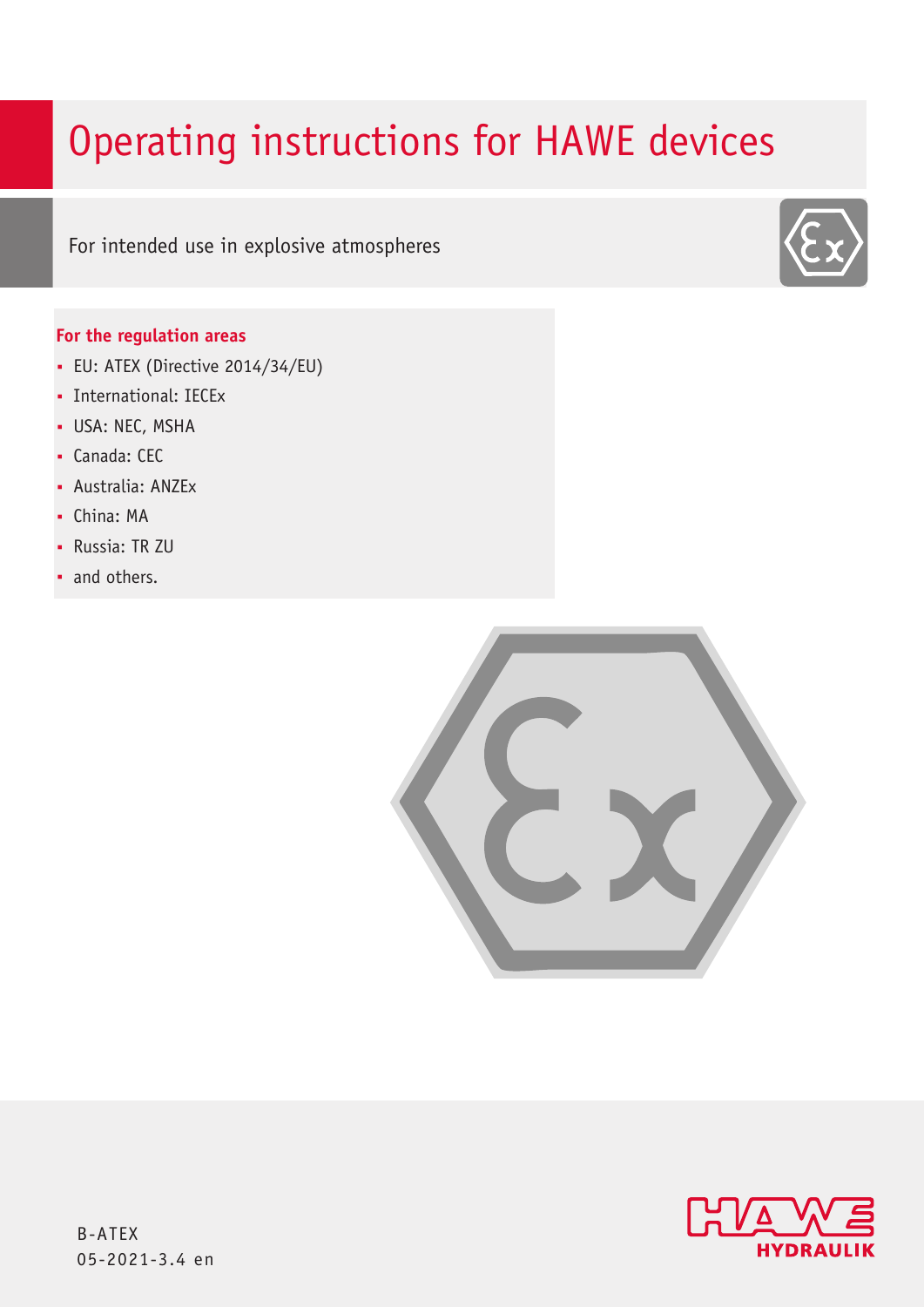# Operating instructions for HAWE devices

For intended use in explosive atmospheres

**For the regulation areas**

- EU: ATEX (Directive 2014/34/EU)
- International: IECEx
- USA: NEC, MSHA
- Canada: CEC
- Australia: ANZEx
- China: MA
- Russia: TR ZU
- and others.

B-ATEX
05-2021-3.4 en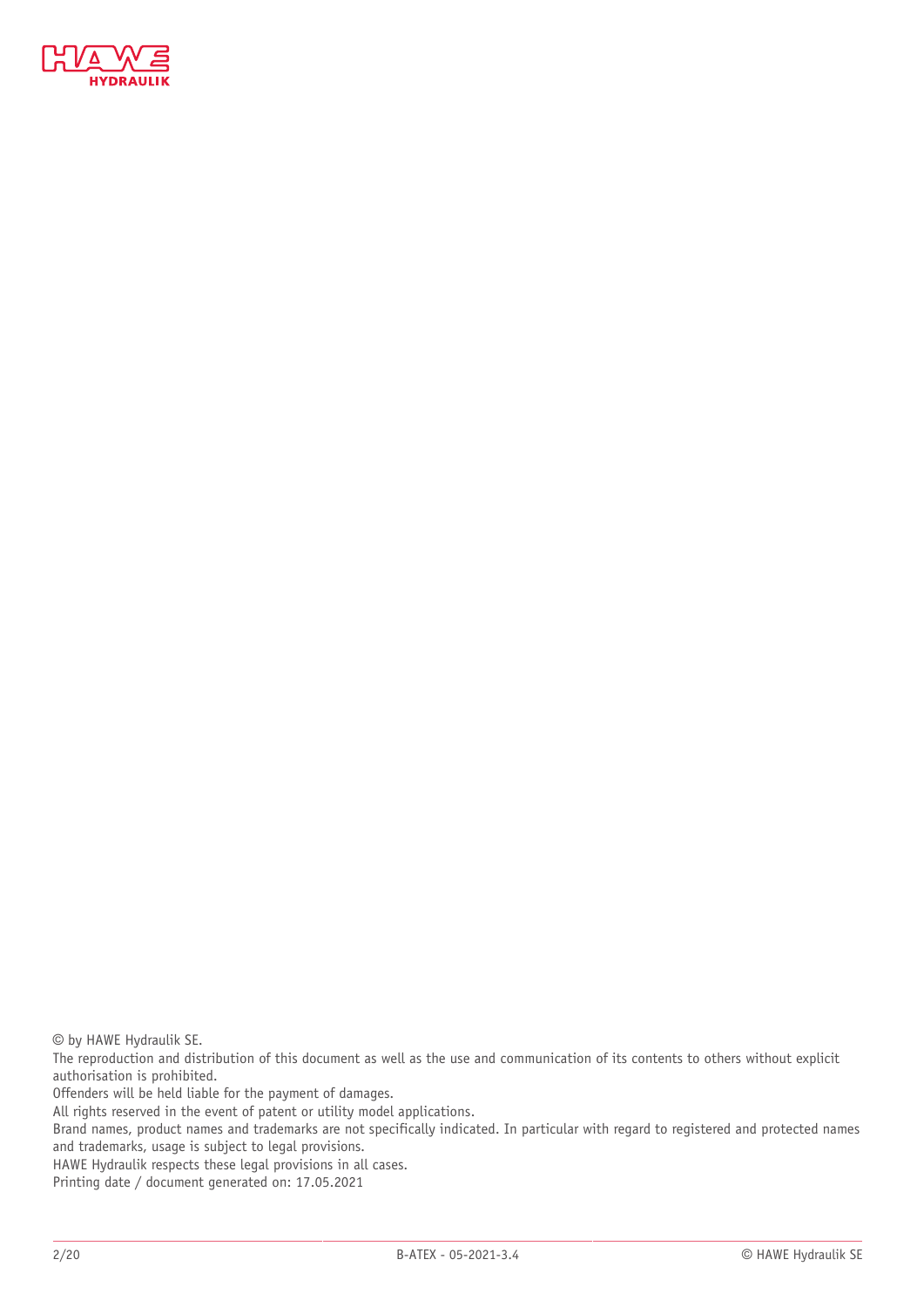© by HAWE Hydraulik SE.

The reproduction and distribution of this document as well as the use and communication of its contents to others without explicit authorisation is prohibited.

Offenders will be held liable for the payment of damages.

All rights reserved in the event of patent or utility model applications.

Brand names, product names and trademarks are not specifically indicated. In particular with regard to registered and protected names and trademarks, usage is subject to legal provisions.

HAWE Hydraulik respects these legal provisions in all cases.

Printing date / document generated on: 17.05.2021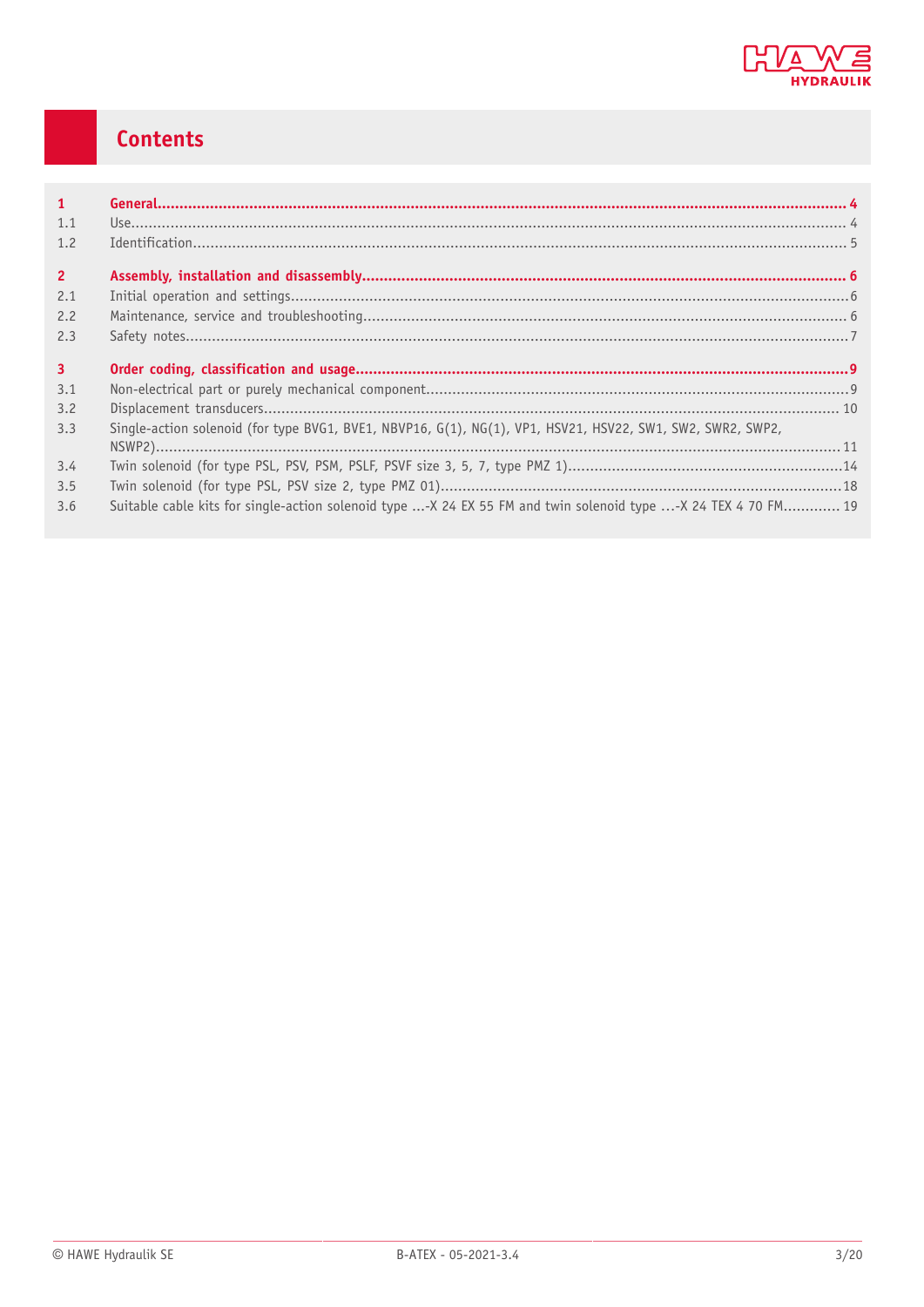# Contents

| | | |
|---|---|---|
| **1** | **General** | **4** |
| 1.1 | Use | 4 |
| 1.2 | Identification | 5 |
| **2** | **Assembly, installation and disassembly** | **6** |
| 2.1 | Initial operation and settings | 6 |
| 2.2 | Maintenance, service and troubleshooting | 6 |
| 2.3 | Safety notes | 7 |
| **3** | **Order coding, classification and usage** | **9** |
| 3.1 | Non-electrical part or purely mechanical component | 9 |
| 3.2 | Displacement transducers | 10 |
| 3.3 | Single-action solenoid (for type BVG1, BVE1, NBVP16, G(1), NG(1), VP1, HSV21, HSV22, SW1, SW2, SWR2, SWP2, NSWP2) | 11 |
| 3.4 | Twin solenoid (for type PSL, PSV, PSM, PSLF, PSVF size 3, 5, 7, type PMZ 1) | 14 |
| 3.5 | Twin solenoid (for type PSL, PSV size 2, type PMZ 01) | 18 |
| 3.6 | Suitable cable kits for single-action solenoid type ...-X 24 EX 55 FM and twin solenoid type ...-X 24 TEX 4 70 FM | 19 |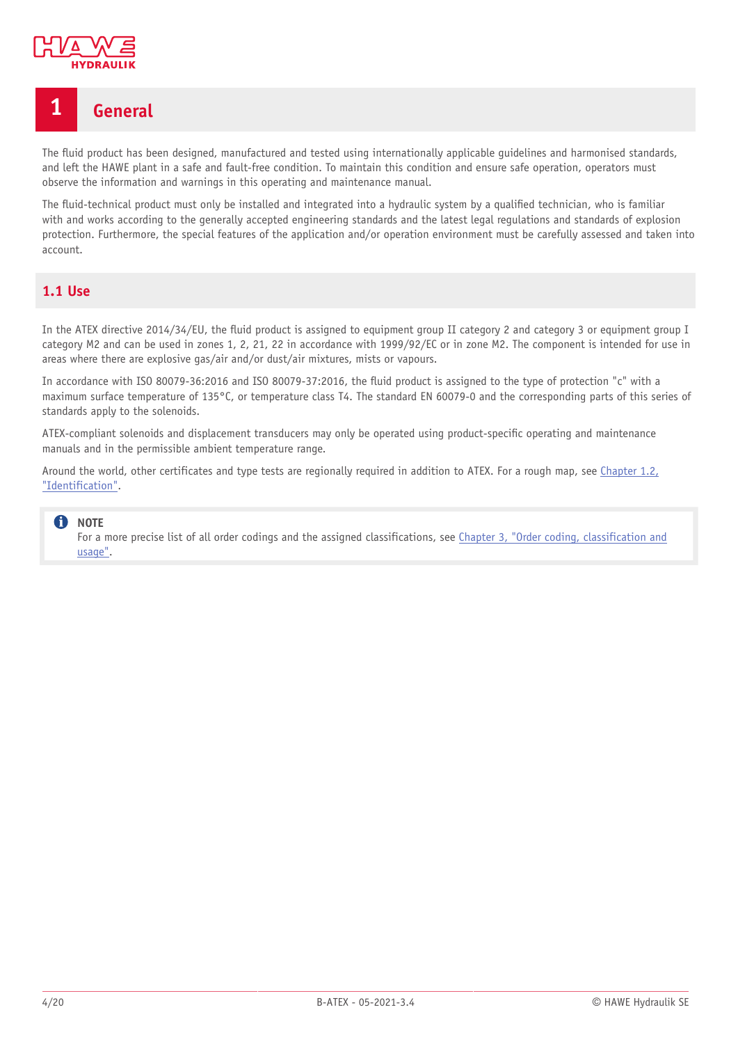# 1 General

The fluid product has been designed, manufactured and tested using internationally applicable guidelines and harmonised standards, and left the HAWE plant in a safe and fault-free condition. To maintain this condition and ensure safe operation, operators must observe the information and warnings in this operating and maintenance manual.

The fluid-technical product must only be installed and integrated into a hydraulic system by a qualified technician, who is familiar with and works according to the generally accepted engineering standards and the latest legal regulations and standards of explosion protection. Furthermore, the special features of the application and/or operation environment must be carefully assessed and taken into account.

## 1.1 Use

In the ATEX directive 2014/34/EU, the fluid product is assigned to equipment group II category 2 and category 3 or equipment group I category M2 and can be used in zones 1, 2, 21, 22 in accordance with 1999/92/EC or in zone M2. The component is intended for use in areas where there are explosive gas/air and/or dust/air mixtures, mists or vapours.

In accordance with ISO 80079-36:2016 and ISO 80079-37:2016, the fluid product is assigned to the type of protection "c" with a maximum surface temperature of 135°C, or temperature class T4. The standard EN 60079-0 and the corresponding parts of this series of standards apply to the solenoids.

ATEX-compliant solenoids and displacement transducers may only be operated using product-specific operating and maintenance manuals and in the permissible ambient temperature range.

Around the world, other certificates and type tests are regionally required in addition to ATEX. For a rough map, see Chapter 1.2, "Identification".

> **NOTE**
> For a more precise list of all order codings and the assigned classifications, see Chapter 3, "Order coding, classification and usage".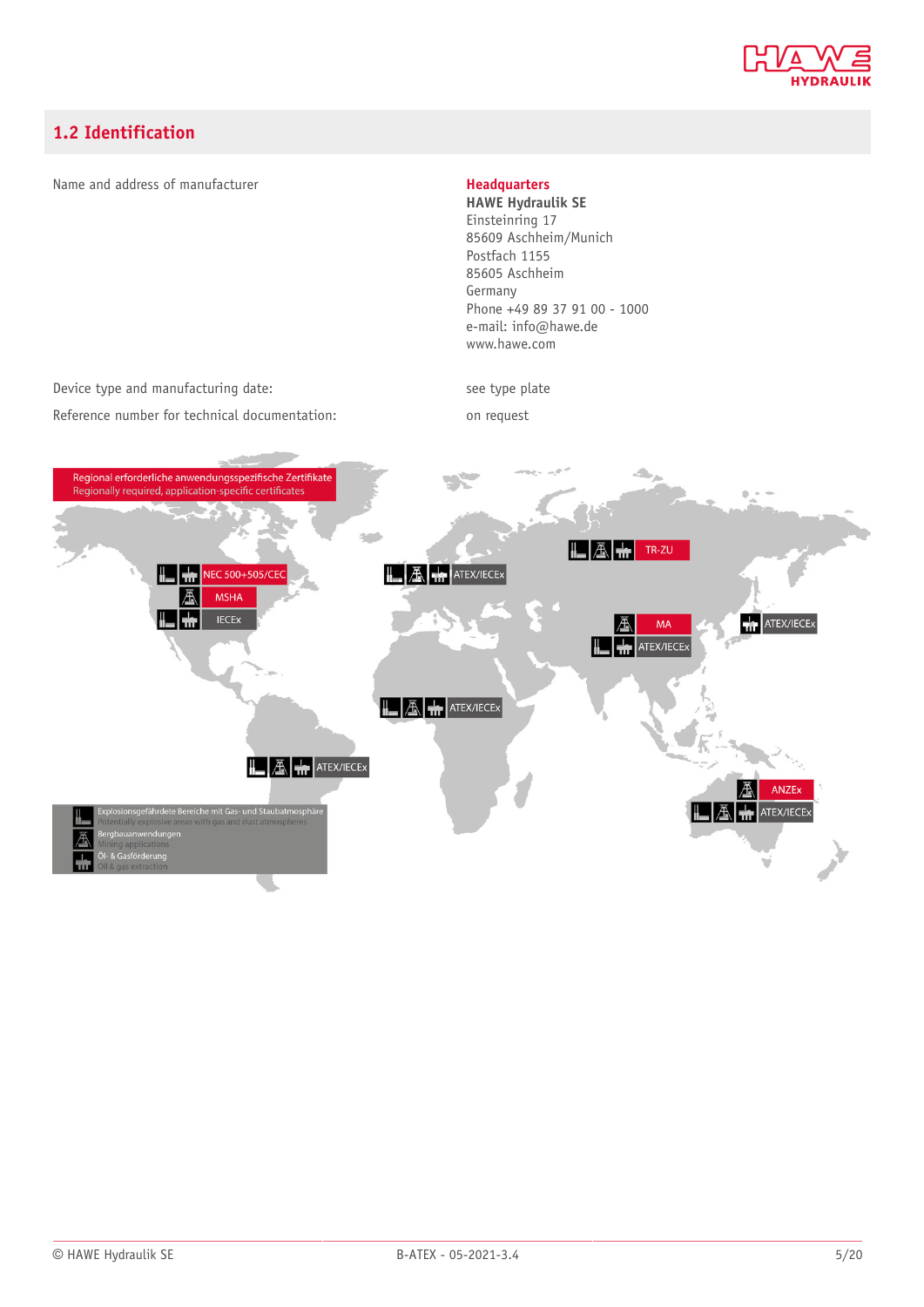## 1.2 Identification

| | |
|---|---|
| Name and address of manufacturer | **Headquarters**<br>**HAWE Hydraulik SE**<br>Einsteinring 17<br>85609 Aschheim/Munich<br>Postfach 1155<br>85605 Aschheim<br>Germany<br>Phone +49 89 37 91 00 - 1000<br>e-mail: info@hawe.de<br>www.hawe.com |
| Device type and manufacturing date: | see type plate |
| Reference number for technical documentation: | on request |

Regional erforderliche anwendungsspezifische Zertifikate
Regionally required, application-specific certificates

- North America: NEC 500+505/CEC, MSHA, IECEx
- South America: ATEX/IECEx
- Europe: ATEX/IECEx
- Africa: ATEX/IECEx
- Russia: TR-ZU
- China: MA, ATEX/IECEx
- Japan/Korea: ATEX/IECEx
- Australia: ANZEx, ATEX/IECEx

Explosionsgefährdete Bereiche mit Gas- und Staubatmosphäre
Potentially explosive areas with gas and dust atmospheres

Bergbauanwendungen
Mining applications

Öl- & Gasförderung
Oil & gas extraction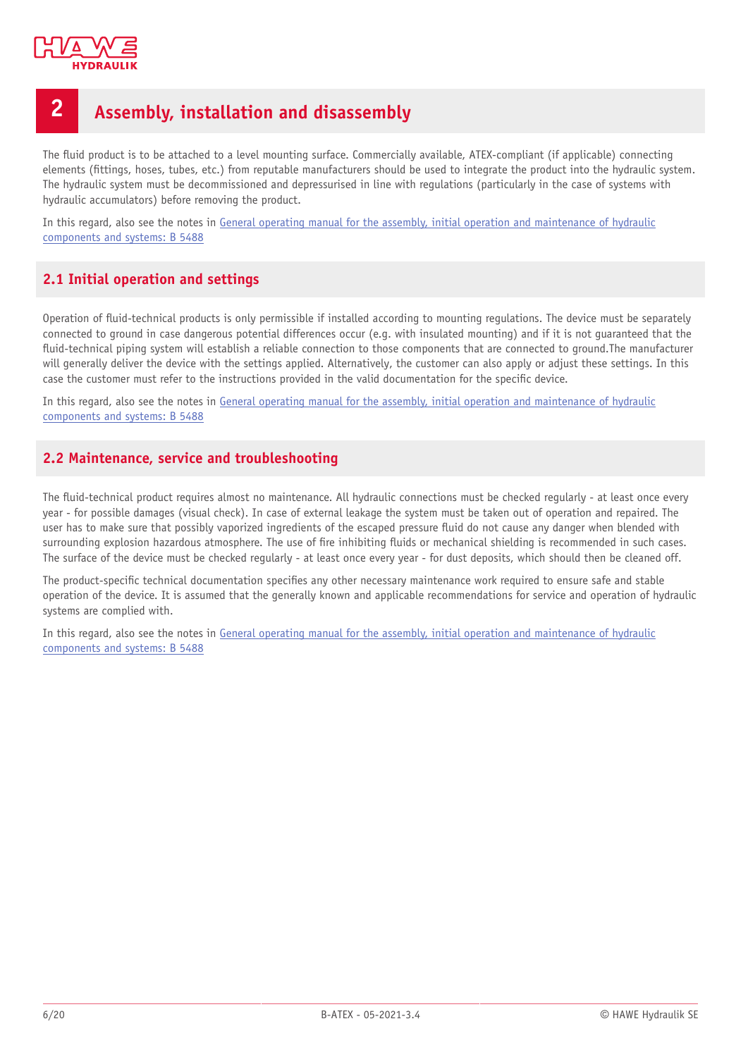# 2 Assembly, installation and disassembly

The fluid product is to be attached to a level mounting surface. Commercially available, ATEX-compliant (if applicable) connecting elements (fittings, hoses, tubes, etc.) from reputable manufacturers should be used to integrate the product into the hydraulic system. The hydraulic system must be decommissioned and depressurised in line with regulations (particularly in the case of systems with hydraulic accumulators) before removing the product.

In this regard, also see the notes in General operating manual for the assembly, initial operation and maintenance of hydraulic components and systems: B 5488

## 2.1 Initial operation and settings

Operation of fluid-technical products is only permissible if installed according to mounting regulations. The device must be separately connected to ground in case dangerous potential differences occur (e.g. with insulated mounting) and if it is not guaranteed that the fluid-technical piping system will establish a reliable connection to those components that are connected to ground.The manufacturer will generally deliver the device with the settings applied. Alternatively, the customer can also apply or adjust these settings. In this case the customer must refer to the instructions provided in the valid documentation for the specific device.

In this regard, also see the notes in General operating manual for the assembly, initial operation and maintenance of hydraulic components and systems: B 5488

## 2.2 Maintenance, service and troubleshooting

The fluid-technical product requires almost no maintenance. All hydraulic connections must be checked regularly - at least once every year - for possible damages (visual check). In case of external leakage the system must be taken out of operation and repaired. The user has to make sure that possibly vaporized ingredients of the escaped pressure fluid do not cause any danger when blended with surrounding explosion hazardous atmosphere. The use of fire inhibiting fluids or mechanical shielding is recommended in such cases. The surface of the device must be checked regularly - at least once every year - for dust deposits, which should then be cleaned off.

The product-specific technical documentation specifies any other necessary maintenance work required to ensure safe and stable operation of the device. It is assumed that the generally known and applicable recommendations for service and operation of hydraulic systems are complied with.

In this regard, also see the notes in General operating manual for the assembly, initial operation and maintenance of hydraulic components and systems: B 5488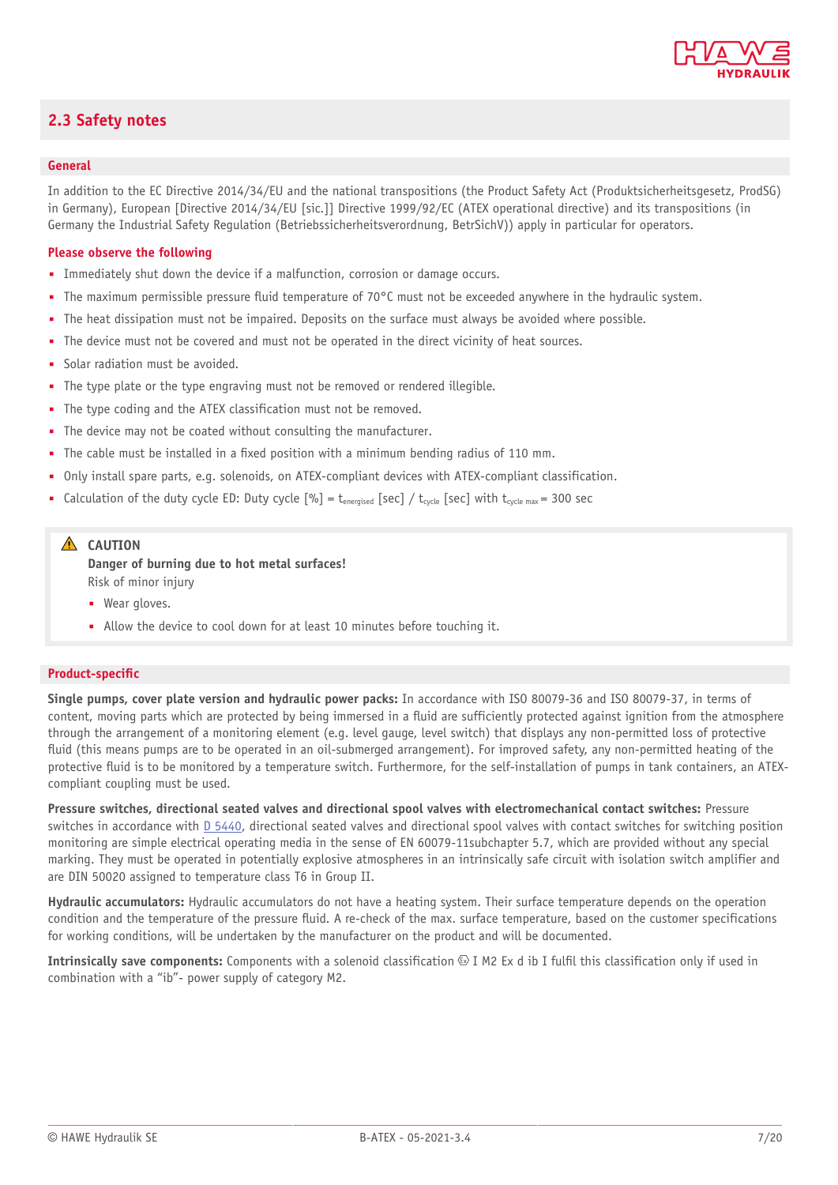## 2.3 Safety notes

### General

In addition to the EC Directive 2014/34/EU and the national transpositions (the Product Safety Act (Produktsicherheitsgesetz, ProdSG) in Germany), European [Directive 2014/34/EU [sic.]] Directive 1999/92/EC (ATEX operational directive) and its transpositions (in Germany the Industrial Safety Regulation (Betriebssicherheitsverordnung, BetrSichV)) apply in particular for operators.

**Please observe the following**

- Immediately shut down the device if a malfunction, corrosion or damage occurs.
- The maximum permissible pressure fluid temperature of 70°C must not be exceeded anywhere in the hydraulic system.
- The heat dissipation must not be impaired. Deposits on the surface must always be avoided where possible.
- The device must not be covered and must not be operated in the direct vicinity of heat sources.
- Solar radiation must be avoided.
- The type plate or the type engraving must not be removed or rendered illegible.
- The type coding and the ATEX classification must not be removed.
- The device may not be coated without consulting the manufacturer.
- The cable must be installed in a fixed position with a minimum bending radius of 110 mm.
- Only install spare parts, e.g. solenoids, on ATEX-compliant devices with ATEX-compliant classification.
- Calculation of the duty cycle ED: Duty cycle [%] = $t_{energised}$ [sec] / $t_{cycle}$ [sec] with $t_{cycle\ max}$ = 300 sec

> ⚠ **CAUTION**
>
> **Danger of burning due to hot metal surfaces!**
>
> Risk of minor injury
>
> - Wear gloves.
> - Allow the device to cool down for at least 10 minutes before touching it.

### Product-specific

**Single pumps, cover plate version and hydraulic power packs:** In accordance with ISO 80079-36 and ISO 80079-37, in terms of content, moving parts which are protected by being immersed in a fluid are sufficiently protected against ignition from the atmosphere through the arrangement of a monitoring element (e.g. level gauge, level switch) that displays any non-permitted loss of protective fluid (this means pumps are to be operated in an oil-submerged arrangement). For improved safety, any non-permitted heating of the protective fluid is to be monitored by a temperature switch. Furthermore, for the self-installation of pumps in tank containers, an ATEX-compliant coupling must be used.

**Pressure switches, directional seated valves and directional spool valves with electromechanical contact switches:** Pressure switches in accordance with D 5440, directional seated valves and directional spool valves with contact switches for switching position monitoring are simple electrical operating media in the sense of EN 60079-11subchapter 5.7, which are provided without any special marking. They must be operated in potentially explosive atmospheres in an intrinsically safe circuit with isolation switch amplifier and are DIN 50020 assigned to temperature class T6 in Group II.

**Hydraulic accumulators:** Hydraulic accumulators do not have a heating system. Their surface temperature depends on the operation condition and the temperature of the pressure fluid. A re-check of the max. surface temperature, based on the customer specifications for working conditions, will be undertaken by the manufacturer on the product and will be documented.

**Intrinsically save components:** Components with a solenoid classification Ⓔx I M2 Ex d ib I fulfil this classification only if used in combination with a “ib”- power supply of category M2.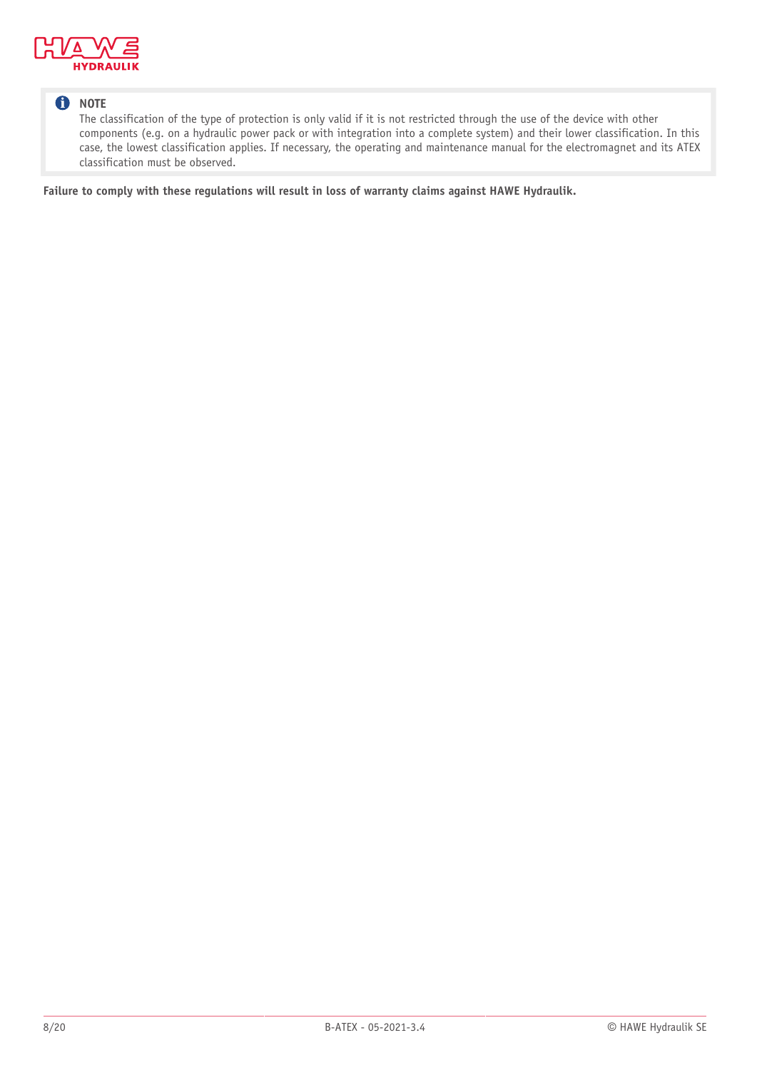> **NOTE**
> The classification of the type of protection is only valid if it is not restricted through the use of the device with other components (e.g. on a hydraulic power pack or with integration into a complete system) and their lower classification. In this case, the lowest classification applies. If necessary, the operating and maintenance manual for the electromagnet and its ATEX classification must be observed.

**Failure to comply with these regulations will result in loss of warranty claims against HAWE Hydraulik.**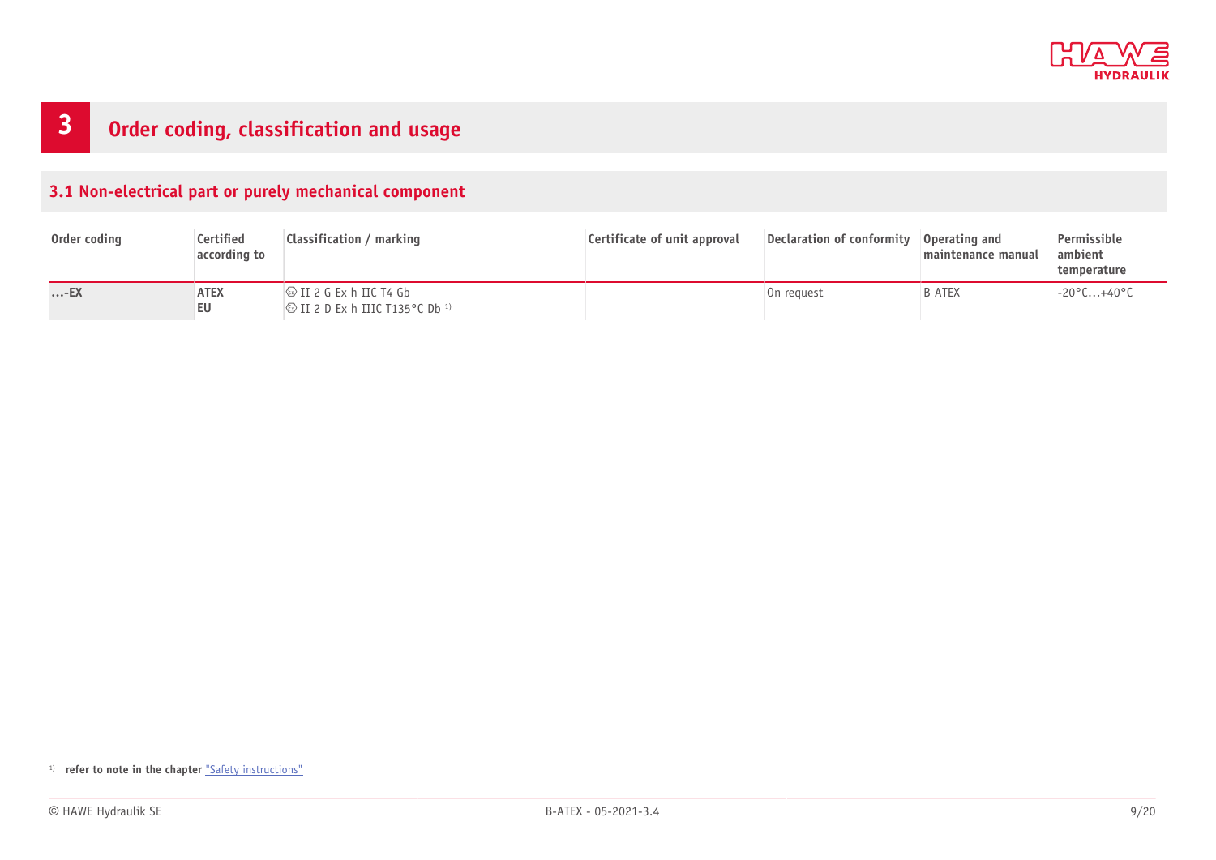# 3 Order coding, classification and usage

## 3.1 Non-electrical part or purely mechanical component

| Order coding | Certified according to | Classification / marking | Certificate of unit approval | Declaration of conformity | Operating and maintenance manual | Permissible ambient temperature |
|---|---|---|---|---|---|---|
| **...-EX** | **ATEX**<br>**EU** | Ⓔx II 2 G Ex h IIC T4 Gb<br>Ⓔx II 2 D Ex h IIIC T135°C Db [1] | | On request | B ATEX | -20°C...+40°C |

[1] **refer to note in the chapter** "Safety instructions"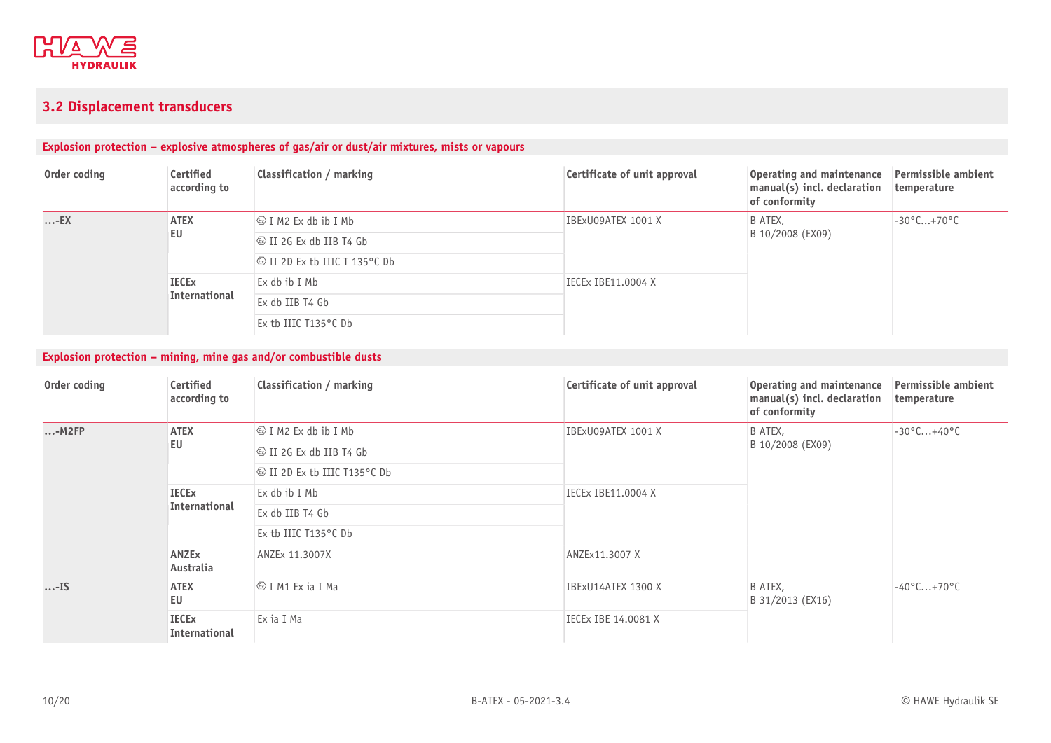## 3.2 Displacement transducers

### Explosion protection – explosive atmospheres of gas/air or dust/air mixtures, mists or vapours

| Order coding | Certified according to | Classification / marking | Certificate of unit approval | Operating and maintenance manual(s) incl. declaration of conformity | Permissible ambient temperature |
|---|---|---|---|---|---|
| ...-EX | ATEX EU | ⟨Ex⟩ I M2 Ex db ib I Mb | IBExU09ATEX 1001 X | B ATEX, B 10/2008 (EX09) | -30°C...+70°C |
| | | ⟨Ex⟩ II 2G Ex db IIB T4 Gb | | | |
| | | ⟨Ex⟩ II 2D Ex tb IIIC T 135°C Db | | | |
| | IECEx International | Ex db ib I Mb | IECEx IBE11.0004 X | | |
| | | Ex db IIB T4 Gb | | | |
| | | Ex tb IIIC T135°C Db | | | |

### Explosion protection – mining, mine gas and/or combustible dusts

| Order coding | Certified according to | Classification / marking | Certificate of unit approval | Operating and maintenance manual(s) incl. declaration of conformity | Permissible ambient temperature |
|---|---|---|---|---|---|
| ...-M2FP | ATEX EU | ⟨Ex⟩ I M2 Ex db ib I Mb | IBExU09ATEX 1001 X | B ATEX, B 10/2008 (EX09) | -30°C...+40°C |
| | | ⟨Ex⟩ II 2G Ex db IIB T4 Gb | | | |
| | | ⟨Ex⟩ II 2D Ex tb IIIC T135°C Db | | | |
| | IECEx International | Ex db ib I Mb | IECEx IBE11.0004 X | | |
| | | Ex db IIB T4 Gb | | | |
| | | Ex tb IIIC T135°C Db | | | |
| | ANZEx Australia | ANZEx 11.3007X | ANZEx11.3007 X | | |
| ...-IS | ATEX EU | ⟨Ex⟩ I M1 Ex ia I Ma | IBExU14ATEX 1300 X | B ATEX, B 31/2013 (EX16) | -40°C...+70°C |
| | IECEx International | Ex ia I Ma | IECEx IBE 14.0081 X | | |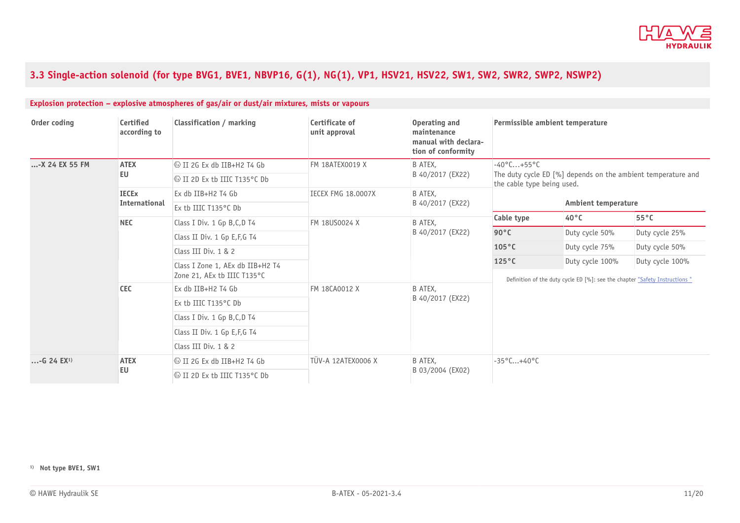## 3.3 Single-action solenoid (for type BVG1, BVE1, NBVP16, G(1), NG(1), VP1, HSV21, HSV22, SW1, SW2, SWR2, SWP2, NSWP2)

### Explosion protection – explosive atmospheres of gas/air or dust/air mixtures, mists or vapours

| Order coding | Certified according to | Classification / marking | Certificate of unit approval | Operating and maintenance manual with declaration of conformity | Permissible ambient temperature |
|---|---|---|---|---|---|
| ...-X 24 EX 55 FM | ATEX EU | ⓔ II 2G Ex db IIB+H2 T4 Gb | FM 18ATEX0019 X | B ATEX, B 40/2017 (EX22) | -40°C...+55°C The duty cycle ED [%] depends on the ambient temperature and the cable type being used. |
| | | ⓔ II 2D Ex tb IIIC T135°C Db | | | |
| | IECEx International | Ex db IIB+H2 T4 Gb | IECEX FMG 18.0007X | B ATEX, B 40/2017 (EX22) | |
| | | Ex tb IIIC T135°C Db | | | |
| | NEC | Class I Div. 1 Gp B,C,D T4 | FM 18US0024 X | B ATEX, B 40/2017 (EX22) | |
| | | Class II Div. 1 Gp E,F,G T4 | | | |
| | | Class III Div. 1 & 2 | | | |
| | | Class I Zone 1, AEx db IIB+H2 T4 Zone 21, AEx tb IIIC T135°C | | | |
| | CEC | Ex db IIB+H2 T4 Gb | FM 18CA0012 X | B ATEX, B 40/2017 (EX22) | |
| | | Ex tb IIIC T135°C Db | | | |
| | | Class I Div. 1 Gp B,C,D T4 | | | |
| | | Class II Div. 1 Gp E,F,G T4 | | | |
| | | Class III Div. 1 & 2 | | | |
| ...-G 24 EX[1] | ATEX EU | ⓔ II 2G Ex db IIB+H2 T4 Gb | TÜV-A 12ATEX0006 X | B ATEX, B 03/2004 (EX02) | -35°C...+40°C |
| | | ⓔ II 2D Ex tb IIIC T135°C Db | | | |

Duty cycle for ...-X 24 EX 55 FM:

| Cable type | Ambient temperature 40°C | Ambient temperature 55°C |
|---|---|---|
| 90°C | Duty cycle 50% | Duty cycle 25% |
| 105°C | Duty cycle 75% | Duty cycle 50% |
| 125°C | Duty cycle 100% | Duty cycle 100% |

Definition of the duty cycle ED [%]: see the chapter "Safety Instructions "

[1] Not type BVE1, SW1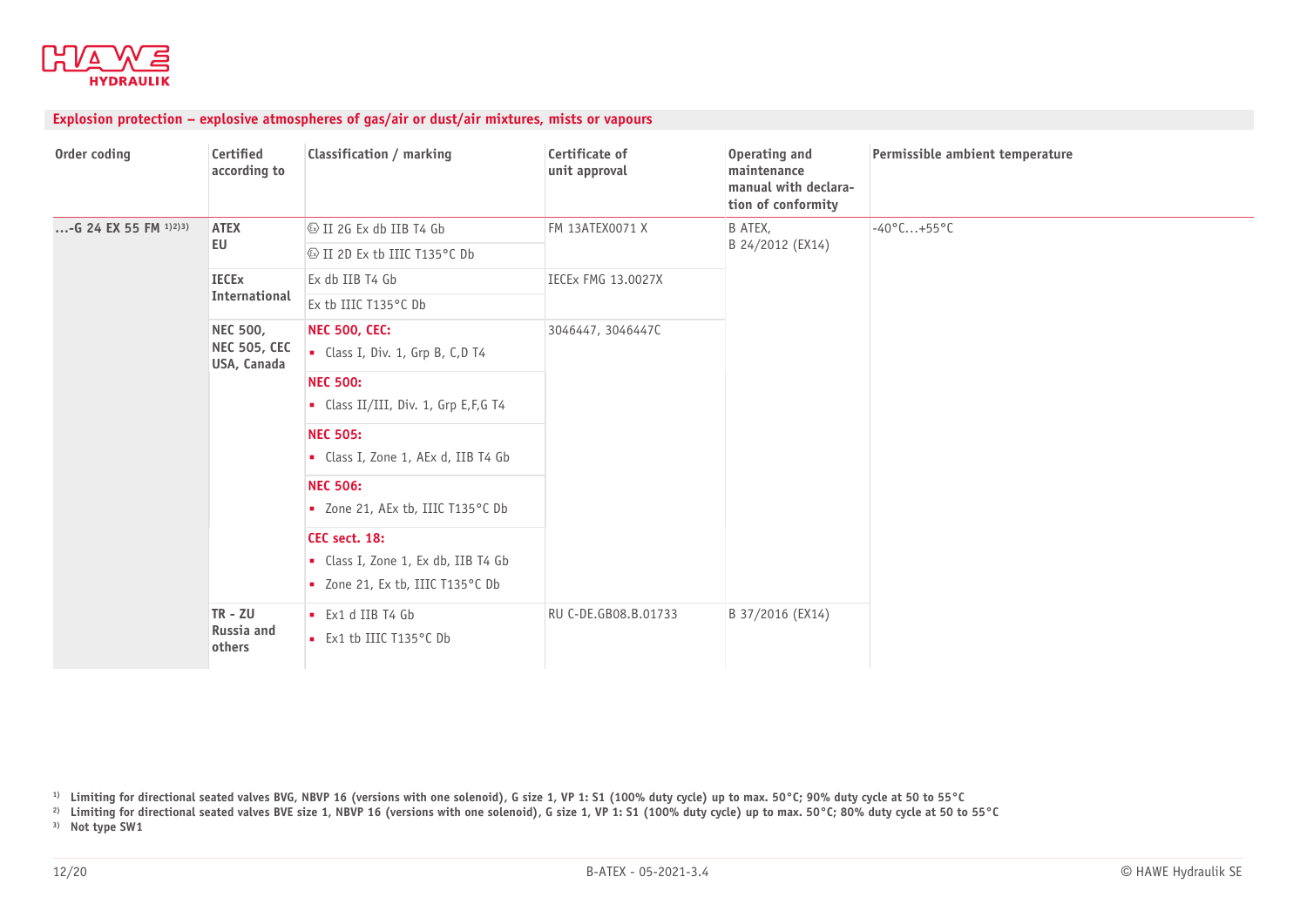## Explosion protection – explosive atmospheres of gas/air or dust/air mixtures, mists or vapours

| Order coding | Certified according to | Classification / marking | Certificate of unit approval | Operating and maintenance manual with declaration of conformity | Permissible ambient temperature |
|---|---|---|---|---|---|
| ...-G 24 EX 55 FM [1)2)3)] | ATEX EU | Ⓔx II 2G Ex db IIB T4 Gb<br>Ⓔx II 2D Ex tb IIIC T135°C Db | FM 13ATEX0071 X | B ATEX, B 24/2012 (EX14) | -40°C...+55°C |
| | IECEx International | Ex db IIB T4 Gb<br>Ex tb IIIC T135°C Db | IECEx FMG 13.0027X | | |
| | NEC 500, NEC 505, CEC USA, Canada | **NEC 500, CEC:**<br>▪ Class I, Div. 1, Grp B, C,D T4<br>**NEC 500:**<br>▪ Class II/III, Div. 1, Grp E,F,G T4<br>**NEC 505:**<br>▪ Class I, Zone 1, AEx d, IIB T4 Gb<br>**NEC 506:**<br>▪ Zone 21, AEx tb, IIIC T135°C Db<br>**CEC sect. 18:**<br>▪ Class I, Zone 1, Ex db, IIB T4 Gb<br>▪ Zone 21, Ex tb, IIIC T135°C Db | 3046447, 3046447C | | |
| | TR - ZU Russia and others | ▪ Ex1 d IIB T4 Gb<br>▪ Ex1 tb IIIC T135°C Db | RU C-DE.GB08.B.01733 | B 37/2016 (EX14) | |

1) **Limiting for directional seated valves BVG, NBVP 16 (versions with one solenoid), G size 1, VP 1: S1 (100% duty cycle) up to max. 50°C; 90% duty cycle at 50 to 55°C**

2) **Limiting for directional seated valves BVE size 1, NBVP 16 (versions with one solenoid), G size 1, VP 1: S1 (100% duty cycle) up to max. 50°C; 80% duty cycle at 50 to 55°C**

3) **Not type SW1**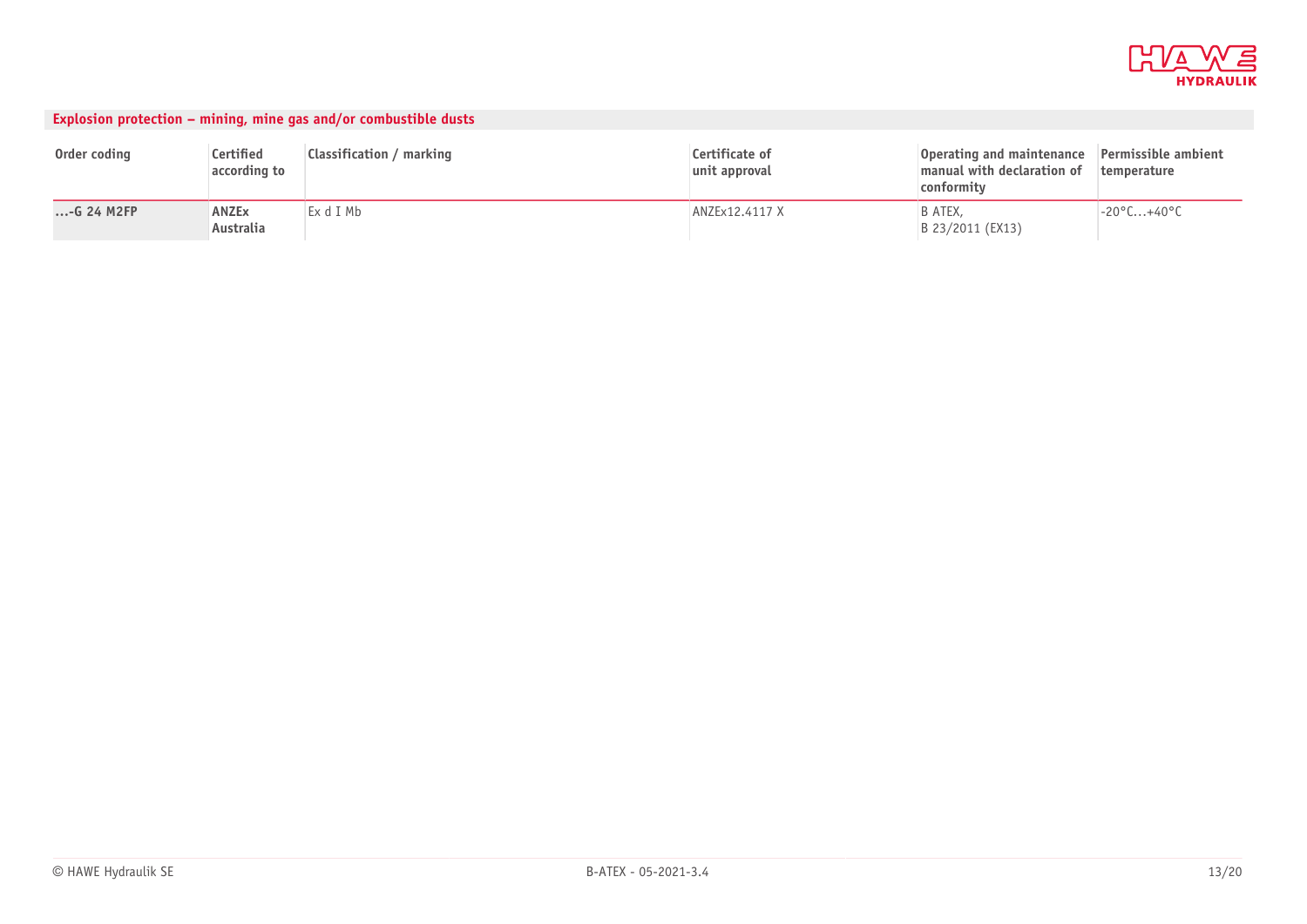## Explosion protection – mining, mine gas and/or combustible dusts

| Order coding | Certified according to | Classification / marking | Certificate of unit approval | Operating and maintenance manual with declaration of conformity | Permissible ambient temperature |
|---|---|---|---|---|---|
| **...-G 24 M2FP** | **ANZEx Australia** | Ex d I Mb | ANZEx12.4117 X | B ATEX, B 23/2011 (EX13) | -20°C...+40°C |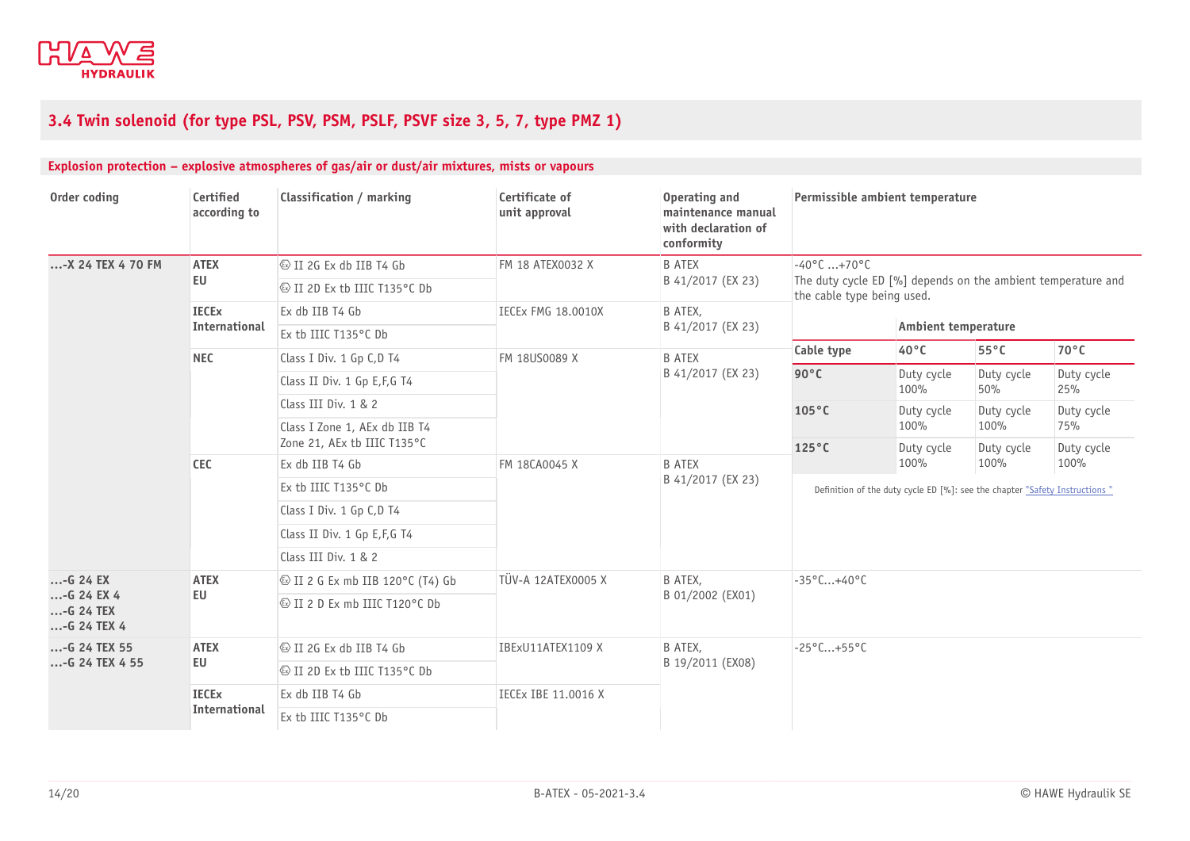## 3.4 Twin solenoid (for type PSL, PSV, PSM, PSLF, PSVF size 3, 5, 7, type PMZ 1)

### Explosion protection – explosive atmospheres of gas/air or dust/air mixtures, mists or vapours

| Order coding | Certified according to | Classification / marking | Certificate of unit approval | Operating and maintenance manual with declaration of conformity | Permissible ambient temperature |
|---|---|---|---|---|---|
| ...-X 24 TEX 4 70 FM | **ATEX EU** | ⓔ II 2G Ex db IIB T4 Gb | FM 18 ATEX0032 X | B ATEX B 41/2017 (EX 23) | -40°C ...+70°C The duty cycle ED [%] depends on the ambient temperature and the cable type being used. |
| | | ⓔ II 2D Ex tb IIIC T135°C Db | | | |
| | **IECEx International** | Ex db IIB T4 Gb | IECEx FMG 18.0010X | B ATEX, B 41/2017 (EX 23) | |
| | | Ex tb IIIC T135°C Db | | | |
| | **NEC** | Class I Div. 1 Gp C,D T4 | FM 18US0089 X | B ATEX B 41/2017 (EX 23) | |
| | | Class II Div. 1 Gp E,F,G T4 | | | |
| | | Class III Div. 1 & 2 | | | |
| | | Class I Zone 1, AEx db IIB T4 Zone 21, AEx tb IIIC T135°C | | | |
| | **CEC** | Ex db IIB T4 Gb | FM 18CA0045 X | B ATEX B 41/2017 (EX 23) | |
| | | Ex tb IIIC T135°C Db | | | |
| | | Class I Div. 1 Gp C,D T4 | | | |
| | | Class II Div. 1 Gp E,F,G T4 | | | |
| | | Class III Div. 1 & 2 | | | |
| ...-G 24 EX ...-G 24 EX 4 ...-G 24 TEX ...-G 24 TEX 4 | **ATEX EU** | ⓔ II 2 G Ex mb IIB 120°C (T4) Gb | TÜV-A 12ATEX0005 X | B ATEX, B 01/2002 (EX01) | -35°C...+40°C |
| | | ⓔ II 2 D Ex mb IIIC T120°C Db | | | |
| ...-G 24 TEX 55 ...-G 24 TEX 4 55 | **ATEX EU** | ⓔ II 2G Ex db IIB T4 Gb | IBExU11ATEX1109 X | B ATEX, B 19/2011 (EX08) | -25°C...+55°C |
| | | ⓔ II 2D Ex tb IIIC T135°C Db | | | |
| | **IECEx International** | Ex db IIB T4 Gb | IECEx IBE 11.0016 X | | |
| | | Ex tb IIIC T135°C Db | | | |

Duty cycle for ...-X 24 TEX 4 70 FM:

| Cable type | Ambient temperature 40°C | 55°C | 70°C |
|---|---|---|---|
| **90°C** | Duty cycle 100% | Duty cycle 50% | Duty cycle 25% |
| **105°C** | Duty cycle 100% | Duty cycle 100% | Duty cycle 75% |
| **125°C** | Duty cycle 100% | Duty cycle 100% | Duty cycle 100% |

Definition of the duty cycle ED [%]: see the chapter "Safety Instructions "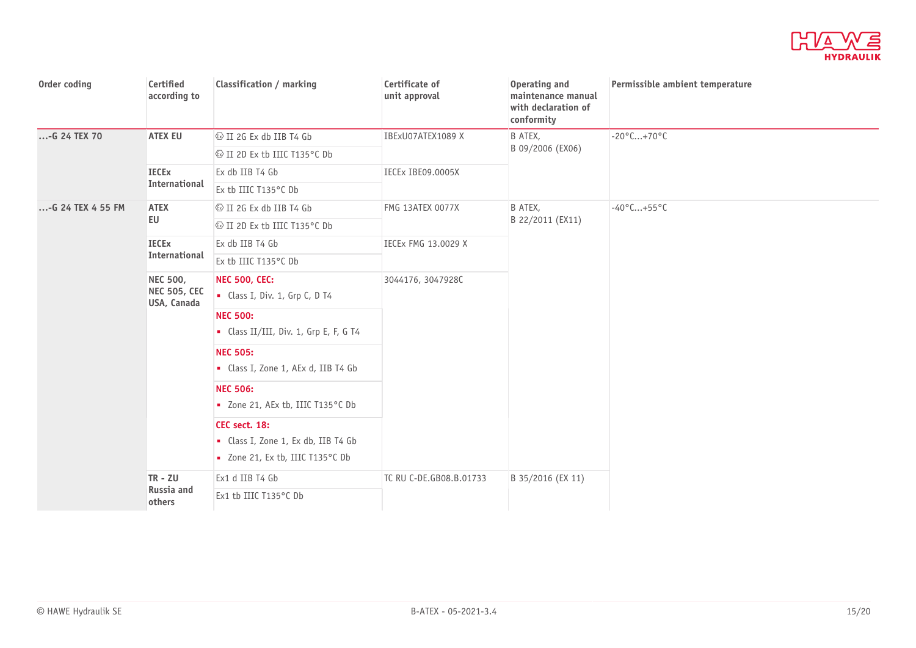| Order coding | Certified according to | Classification / marking | Certificate of unit approval | Operating and maintenance manual with declaration of conformity | Permissible ambient temperature |
|---|---|---|---|---|---|
| **...-G 24 TEX 70** | **ATEX EU** | ⓔ II 2G Ex db IIB T4 Gb | IBExU07ATEX1089 X | B ATEX, B 09/2006 (EX06) | -20°C...+70°C |
| | | ⓔ II 2D Ex tb IIIC T135°C Db | | | |
| | **IECEx International** | Ex db IIB T4 Gb | IECEx IBE09.0005X | | |
| | | Ex tb IIIC T135°C Db | | | |
| **...-G 24 TEX 4 55 FM** | **ATEX EU** | ⓔ II 2G Ex db IIB T4 Gb | FMG 13ATEX 0077X | B ATEX, B 22/2011 (EX11) | -40°C...+55°C |
| | | ⓔ II 2D Ex tb IIIC T135°C Db | | | |
| | **IECEx International** | Ex db IIB T4 Gb | IECEx FMG 13.0029 X | | |
| | | Ex tb IIIC T135°C Db | | | |
| | **NEC 500, NEC 505, CEC USA, Canada** | **NEC 500, CEC:** ▪ Class I, Div. 1, Grp C, D T4 | 3044176, 3047928C | | |
| | | **NEC 500:** ▪ Class II/III, Div. 1, Grp E, F, G T4 | | | |
| | | **NEC 505:** ▪ Class I, Zone 1, AEx d, IIB T4 Gb | | | |
| | | **NEC 506:** ▪ Zone 21, AEx tb, IIIC T135°C Db | | | |
| | | **CEC sect. 18:** ▪ Class I, Zone 1, Ex db, IIB T4 Gb ▪ Zone 21, Ex tb, IIIC T135°C Db | | | |
| | **TR - ZU Russia and others** | Ex1 d IIB T4 Gb | TC RU C-DE.GB08.B.01733 | B 35/2016 (EX 11) | |
| | | Ex1 tb IIIC T135°C Db | | | |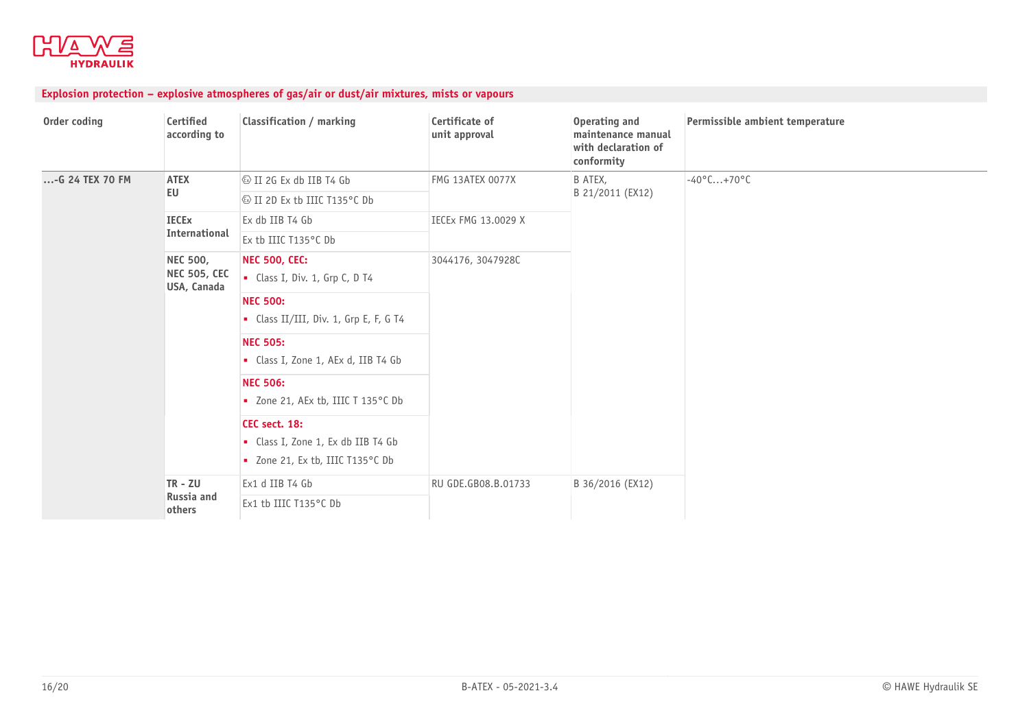## Explosion protection – explosive atmospheres of gas/air or dust/air mixtures, mists or vapours

| Order coding | Certified according to | Classification / marking | Certificate of unit approval | Operating and maintenance manual with declaration of conformity | Permissible ambient temperature |
|---|---|---|---|---|---|
| ...-G 24 TEX 70 FM | **ATEX** **EU** | ⟨Ex⟩ II 2G Ex db IIB T4 Gb | FMG 13ATEX 0077X | B ATEX, B 21/2011 (EX12) | -40°C...+70°C |
| | | ⟨Ex⟩ II 2D Ex tb IIIC T135°C Db | | | |
| | **IECEx** **International** | Ex db IIB T4 Gb | IECEx FMG 13.0029 X | | |
| | | Ex tb IIIC T135°C Db | | | |
| | **NEC 500, NEC 505, CEC** **USA, Canada** | **NEC 500, CEC:** • Class I, Div. 1, Grp C, D T4 | 3044176, 3047928C | | |
| | | **NEC 500:** • Class II/III, Div. 1, Grp E, F, G T4 | | | |
| | | **NEC 505:** • Class I, Zone 1, AEx d, IIB T4 Gb | | | |
| | | **NEC 506:** • Zone 21, AEx tb, IIIC T 135°C Db | | | |
| | | **CEC sect. 18:** • Class I, Zone 1, Ex db IIB T4 Gb • Zone 21, Ex tb, IIIC T135°C Db | | | |
| | **TR - ZU** **Russia and others** | Ex1 d IIB T4 Gb | RU GDE.GB08.B.01733 | B 36/2016 (EX12) | |
| | | Ex1 tb IIIC T135°C Db | | | |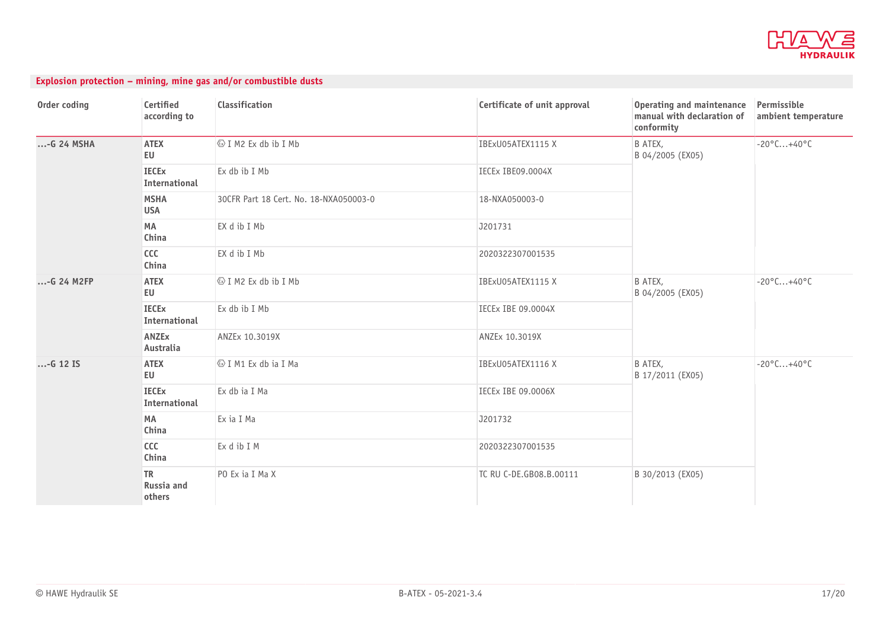## Explosion protection – mining, mine gas and/or combustible dusts

| Order coding | Certified according to | Classification | Certificate of unit approval | Operating and maintenance manual with declaration of conformity | Permissible ambient temperature |
|---|---|---|---|---|---|
| ...-G 24 MSHA | **ATEX** EU | Ⓔx I M2 Ex db ib I Mb | IBExU05ATEX1115 X | B ATEX, B 04/2005 (EX05) | -20°C...+40°C |
| | **IECEx** International | Ex db ib I Mb | IECEx IBE09.0004X | | |
| | **MSHA** USA | 30CFR Part 18 Cert. No. 18-NXA050003-0 | 18-NXA050003-0 | | |
| | **MA** China | EX d ib I Mb | J201731 | | |
| | **CCC** China | EX d ib I Mb | 2020322307001535 | | |
| ...-G 24 M2FP | **ATEX** EU | Ⓔx I M2 Ex db ib I Mb | IBExU05ATEX1115 X | B ATEX, B 04/2005 (EX05) | -20°C...+40°C |
| | **IECEx** International | Ex db ib I Mb | IECEx IBE 09.0004X | | |
| | **ANZEx** Australia | ANZEx 10.3019X | ANZEx 10.3019X | | |
| ...-G 12 IS | **ATEX** EU | Ⓔx I M1 Ex db ia I Ma | IBExU05ATEX1116 X | B ATEX, B 17/2011 (EX05) | -20°C...+40°C |
| | **IECEx** International | Ex db ia I Ma | IECEx IBE 09.0006X | | |
| | **MA** China | Ex ia I Ma | J201732 | | |
| | **CCC** China | Ex d ib I M | 2020322307001535 | | |
| | **TR** Russia and others | PO Ex ia I Ma X | TC RU C-DE.GB08.B.00111 | B 30/2013 (EX05) | |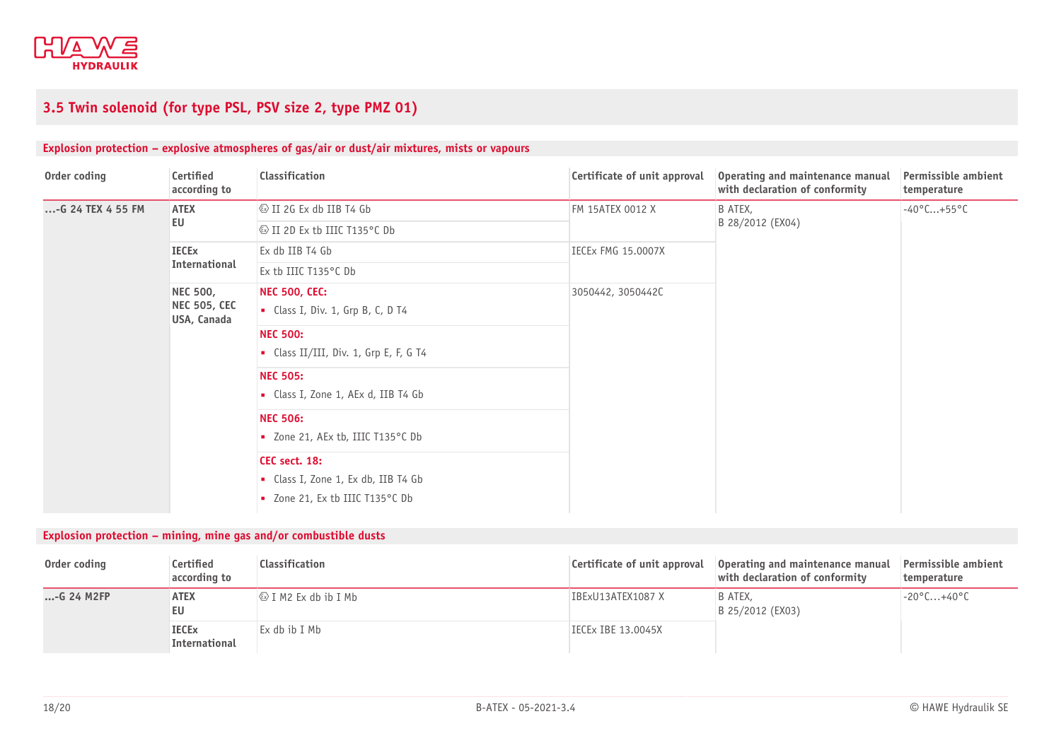## 3.5 Twin solenoid (for type PSL, PSV size 2, type PMZ 01)

### Explosion protection – explosive atmospheres of gas/air or dust/air mixtures, mists or vapours

| Order coding | Certified according to | Classification | Certificate of unit approval | Operating and maintenance manual with declaration of conformity | Permissible ambient temperature |
|---|---|---|---|---|---|
| ...-G 24 TEX 4 55 FM | **ATEX EU** | Ⓔx II 2G Ex db IIB T4 Gb | FM 15ATEX 0012 X | B ATEX, B 28/2012 (EX04) | -40°C...+55°C |
| | | Ⓔx II 2D Ex tb IIIC T135°C Db | | | |
| | **IECEx International** | Ex db IIB T4 Gb | IECEx FMG 15.0007X | | |
| | | Ex tb IIIC T135°C Db | | | |
| | **NEC 500, NEC 505, CEC USA, Canada** | **NEC 500, CEC:**<br>- Class I, Div. 1, Grp B, C, D T4 | 3050442, 3050442C | | |
| | | **NEC 500:**<br>- Class II/III, Div. 1, Grp E, F, G T4 | | | |
| | | **NEC 505:**<br>- Class I, Zone 1, AEx d, IIB T4 Gb | | | |
| | | **NEC 506:**<br>- Zone 21, AEx tb, IIIC T135°C Db | | | |
| | | **CEC sect. 18:**<br>- Class I, Zone 1, Ex db, IIB T4 Gb<br>- Zone 21, Ex tb IIIC T135°C Db | | | |

### Explosion protection – mining, mine gas and/or combustible dusts

| Order coding | Certified according to | Classification | Certificate of unit approval | Operating and maintenance manual with declaration of conformity | Permissible ambient temperature |
|---|---|---|---|---|---|
| ...-G 24 M2FP | **ATEX EU** | Ⓔx I M2 Ex db ib I Mb | IBExU13ATEX1087 X | B ATEX, B 25/2012 (EX03) | -20°C...+40°C |
| | **IECEx International** | Ex db ib I Mb | IECEx IBE 13.0045X | | |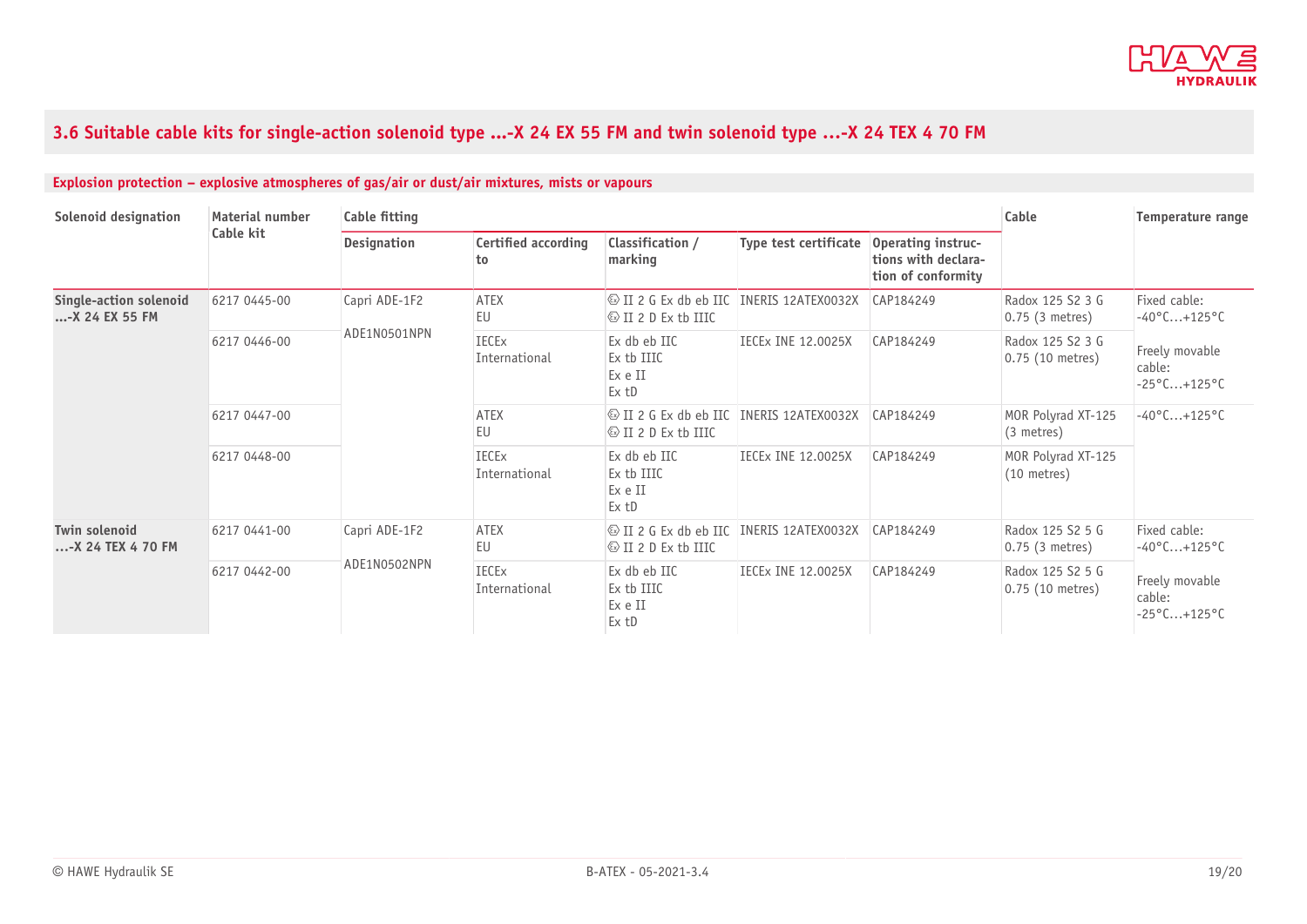## 3.6 Suitable cable kits for single-action solenoid type ...-X 24 EX 55 FM and twin solenoid type ...-X 24 TEX 4 70 FM

### Explosion protection – explosive atmospheres of gas/air or dust/air mixtures, mists or vapours

| Solenoid designation | Material number Cable kit | Cable fitting | | | | | Cable | Temperature range |
|---|---|---|---|---|---|---|---|---|
| | | Designation | Certified according to | Classification / marking | Type test certificate | Operating instructions with declaration of conformity | | |
| **Single-action solenoid ...-X 24 EX 55 FM** | 6217 0445-00 | Capri ADE-1F2<br>ADE1N0501NPN | ATEX<br>EU | Ⓔ II 2 G Ex db eb IIC<br>Ⓔ II 2 D Ex tb IIIC | INERIS 12ATEX0032X | CAP184249 | Radox 125 S2 3 G 0.75 (3 metres) | Fixed cable: -40°C...+125°C |
| | 6217 0446-00 | | IECEx<br>International | Ex db eb IIC<br>Ex tb IIIC<br>Ex e II<br>Ex tD | IECEx INE 12.0025X | CAP184249 | Radox 125 S2 3 G 0.75 (10 metres) | Freely movable cable: -25°C...+125°C |
| | 6217 0447-00 | | ATEX<br>EU | Ⓔ II 2 G Ex db eb IIC<br>Ⓔ II 2 D Ex tb IIIC | INERIS 12ATEX0032X | CAP184249 | MOR Polyrad XT-125 (3 metres) | -40°C...+125°C |
| | 6217 0448-00 | | IECEx<br>International | Ex db eb IIC<br>Ex tb IIIC<br>Ex e II<br>Ex tD | IECEx INE 12.0025X | CAP184249 | MOR Polyrad XT-125 (10 metres) | |
| **Twin solenoid ...-X 24 TEX 4 70 FM** | 6217 0441-00 | Capri ADE-1F2<br>ADE1N0502NPN | ATEX<br>EU | Ⓔ II 2 G Ex db eb IIC<br>Ⓔ II 2 D Ex tb IIIC | INERIS 12ATEX0032X | CAP184249 | Radox 125 S2 5 G 0.75 (3 metres) | Fixed cable: -40°C...+125°C |
| | 6217 0442-00 | | IECEx<br>International | Ex db eb IIC<br>Ex tb IIIC<br>Ex e II<br>Ex tD | IECEx INE 12.0025X | CAP184249 | Radox 125 S2 5 G 0.75 (10 metres) | Freely movable cable: -25°C...+125°C |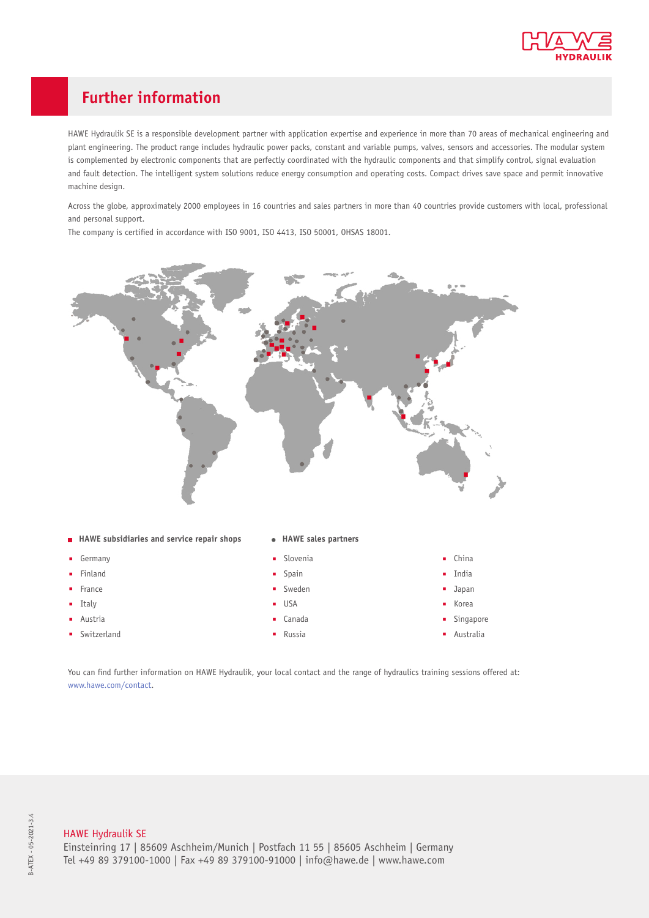# Further information

HAWE Hydraulik SE is a responsible development partner with application expertise and experience in more than 70 areas of mechanical engineering and plant engineering. The product range includes hydraulic power packs, constant and variable pumps, valves, sensors and accessories. The modular system is complemented by electronic components that are perfectly coordinated with the hydraulic components and that simplify control, signal evaluation and fault detection. The intelligent system solutions reduce energy consumption and operating costs. Compact drives save space and permit innovative machine design.

Across the globe, approximately 2000 employees in 16 countries and sales partners in more than 40 countries provide customers with local, professional and personal support.
The company is certified in accordance with ISO 9001, ISO 4413, ISO 50001, OHSAS 18001.

**HAWE subsidiaries and service repair shops**

**HAWE sales partners**

- Germany
- Finland
- France
- Italy
- Austria
- Switzerland
- Slovenia
- Spain
- Sweden
- USA
- Canada
- Russia
- China
- India
- Japan
- Korea
- Singapore
- Australia

You can find further information on HAWE Hydraulik, your local contact and the range of hydraulics training sessions offered at: www.hawe.com/contact.

HAWE Hydraulik SE
Einsteinring 17 | 85609 Aschheim/Munich | Postfach 11 55 | 85605 Aschheim | Germany
Tel +49 89 379100-1000 | Fax +49 89 379100-91000 | info@hawe.de | www.hawe.com

B-ATEX - 05-2021-3.4